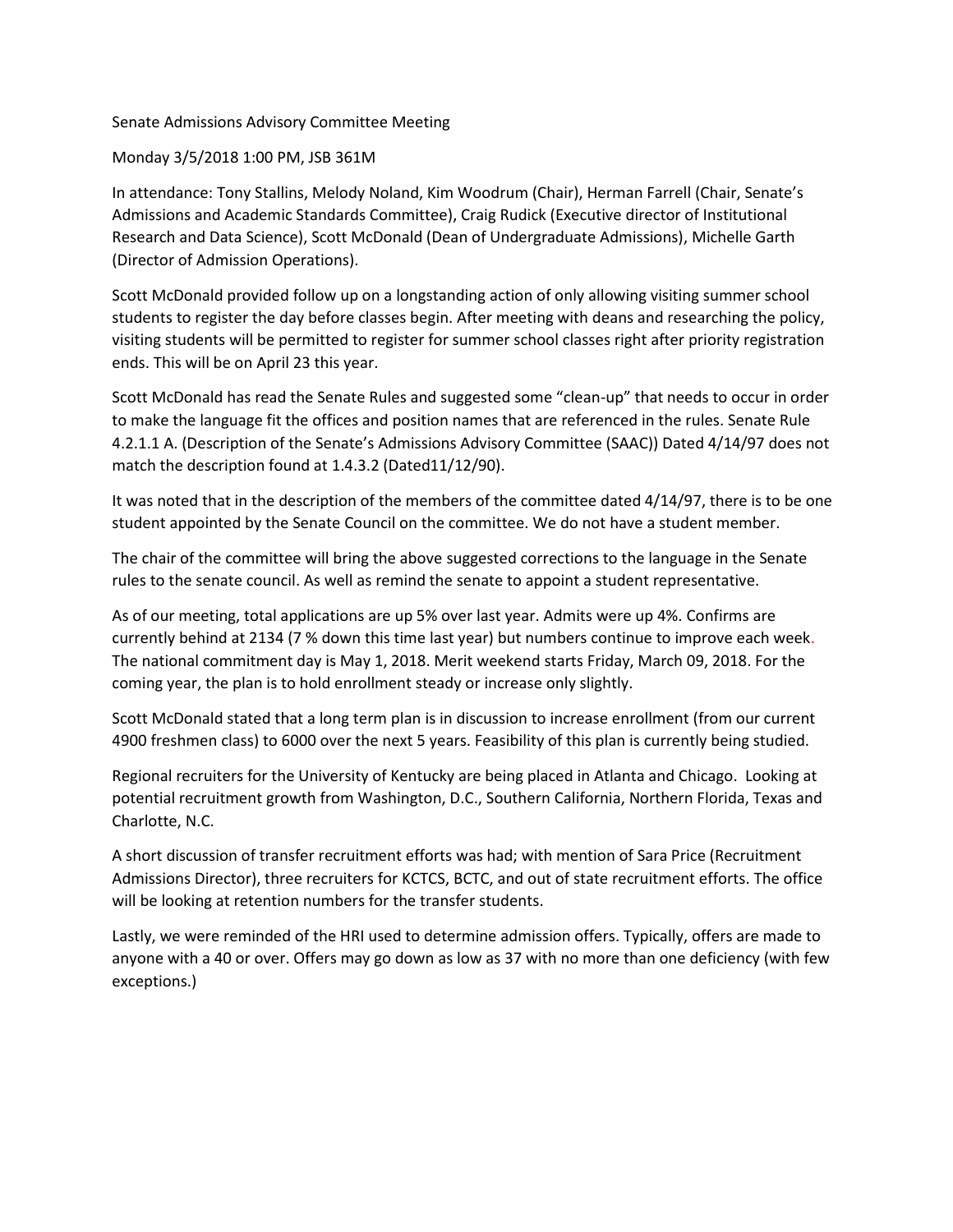Senate Admissions Advisory Committee Meeting

Monday 3/5/2018 1:00 PM, JSB 361M

In attendance: Tony Stallins, Melody Noland, Kim Woodrum (Chair), Herman Farrell (Chair, Senate's Admissions and Academic Standards Committee), Craig Rudick (Executive director of Institutional Research and Data Science), Scott McDonald (Dean of Undergraduate Admissions), Michelle Garth (Director of Admission Operations).

Scott McDonald provided follow up on a longstanding action of only allowing visiting summer school students to register the day before classes begin. After meeting with deans and researching the policy, visiting students will be permitted to register for summer school classes right after priority registration ends. This will be on April 23 this year.

Scott McDonald has read the Senate Rules and suggested some "clean-up" that needs to occur in order to make the language fit the offices and position names that are referenced in the rules. Senate Rule 4.2.1.1 A. (Description of the Senate's Admissions Advisory Committee (SAAC)) Dated 4/14/97 does not match the description found at 1.4.3.2 (Dated11/12/90).

It was noted that in the description of the members of the committee dated 4/14/97, there is to be one student appointed by the Senate Council on the committee. We do not have a student member.

The chair of the committee will bring the above suggested corrections to the language in the Senate rules to the senate council. As well as remind the senate to appoint a student representative.

As of our meeting, total applications are up 5% over last year. Admits were up 4%. Confirms are currently behind at 2134 (7 % down this time last year) but numbers continue to improve each week. The national commitment day is May 1, 2018. Merit weekend starts Friday, March 09, 2018. For the coming year, the plan is to hold enrollment steady or increase only slightly.

Scott McDonald stated that a long term plan is in discussion to increase enrollment (from our current 4900 freshmen class) to 6000 over the next 5 years. Feasibility of this plan is currently being studied.

Regional recruiters for the University of Kentucky are being placed in Atlanta and Chicago. Looking at potential recruitment growth from Washington, D.C., Southern California, Northern Florida, Texas and Charlotte, N.C.

A short discussion of transfer recruitment efforts was had; with mention of Sara Price (Recruitment Admissions Director), three recruiters for KCTCS, BCTC, and out of state recruitment efforts. The office will be looking at retention numbers for the transfer students.

Lastly, we were reminded of the HRI used to determine admission offers. Typically, offers are made to anyone with a 40 or over. Offers may go down as low as 37 with no more than one deficiency (with few exceptions.)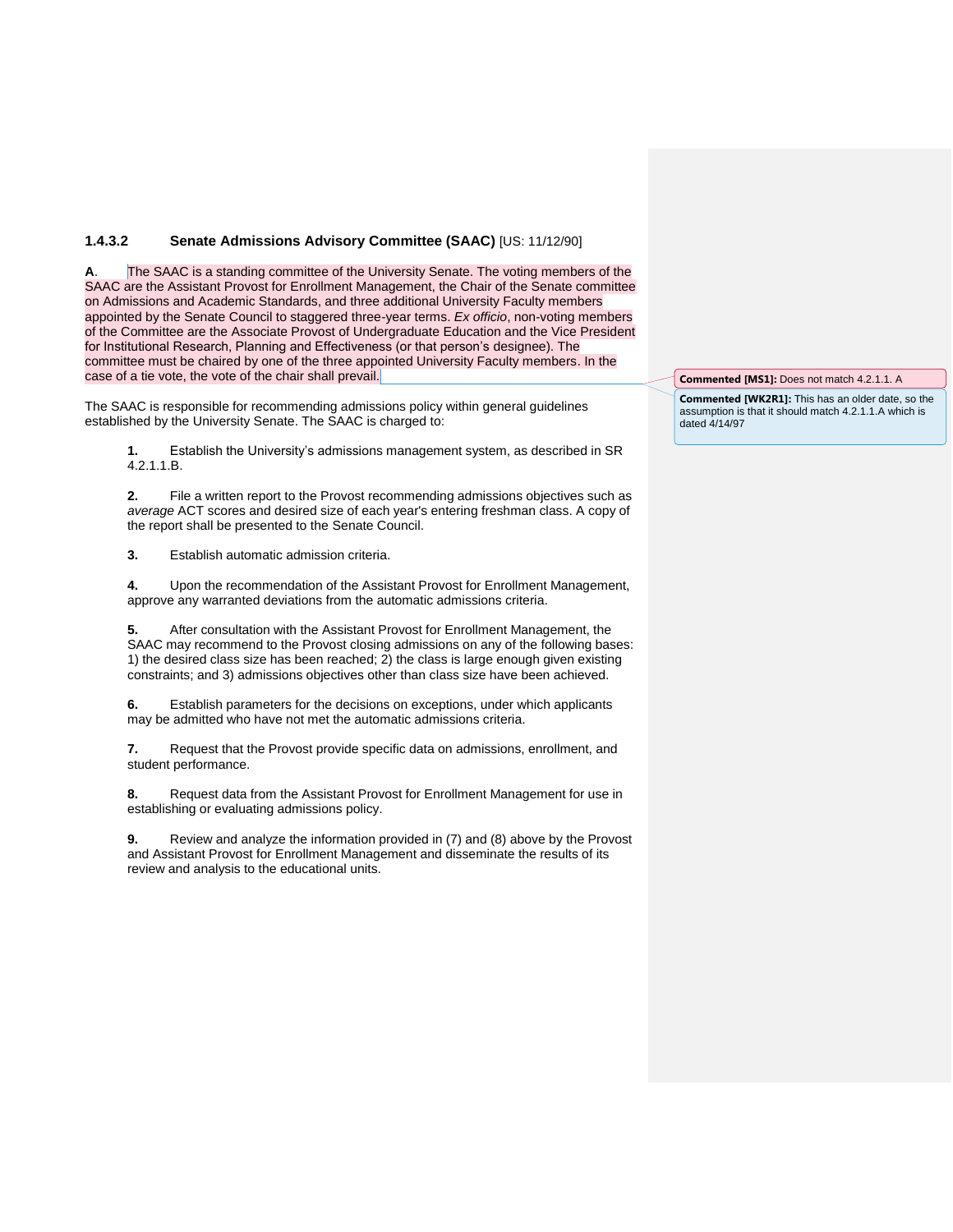### 1.4.3.2 Senate Admissions Advisory Committee (SAAC) [US: 11/12/90]

**A**. The SAAC is a standing committee of the University Senate. The voting members of the SAAC are the Assistant Provost for Enrollment Management, the Chair of the Senate committee on Admissions and Academic Standards, and three additional University Faculty members appointed by the Senate Council to staggered three-year terms. *Ex officio*, non-voting members of the Committee are the Associate Provost of Undergraduate Education and the Vice President for Institutional Research, Planning and Effectiveness (or that person's designee). The committee must be chaired by one of the three appointed University Faculty members. In the case of a tie vote, the vote of the chair shall prevail.

The SAAC is responsible for recommending admissions policy within general guidelines established by the University Senate. The SAAC is charged to:

**1.** Establish the University's admissions management system, as described in SR 4.2.1.1.B.

**2.** File a written report to the Provost recommending admissions objectives such as *average* ACT scores and desired size of each year's entering freshman class. A copy of the report shall be presented to the Senate Council.

**3.** Establish automatic admission criteria.

**4.** Upon the recommendation of the Assistant Provost for Enrollment Management, approve any warranted deviations from the automatic admissions criteria.

**5.** After consultation with the Assistant Provost for Enrollment Management, the SAAC may recommend to the Provost closing admissions on any of the following bases: 1) the desired class size has been reached; 2) the class is large enough given existing constraints; and 3) admissions objectives other than class size have been achieved.

**6.** Establish parameters for the decisions on exceptions, under which applicants may be admitted who have not met the automatic admissions criteria.

**7.** Request that the Provost provide specific data on admissions, enrollment, and student performance.

**8.** Request data from the Assistant Provost for Enrollment Management for use in establishing or evaluating admissions policy.

**9.** Review and analyze the information provided in (7) and (8) above by the Provost and Assistant Provost for Enrollment Management and disseminate the results of its review and analysis to the educational units.

**Commented [MS1]:** Does not match 4.2.1.1. A

**Commented [WK2R1]:** This has an older date, so the assumption is that it should match 4.2.1.1.A which is dated 4/14/97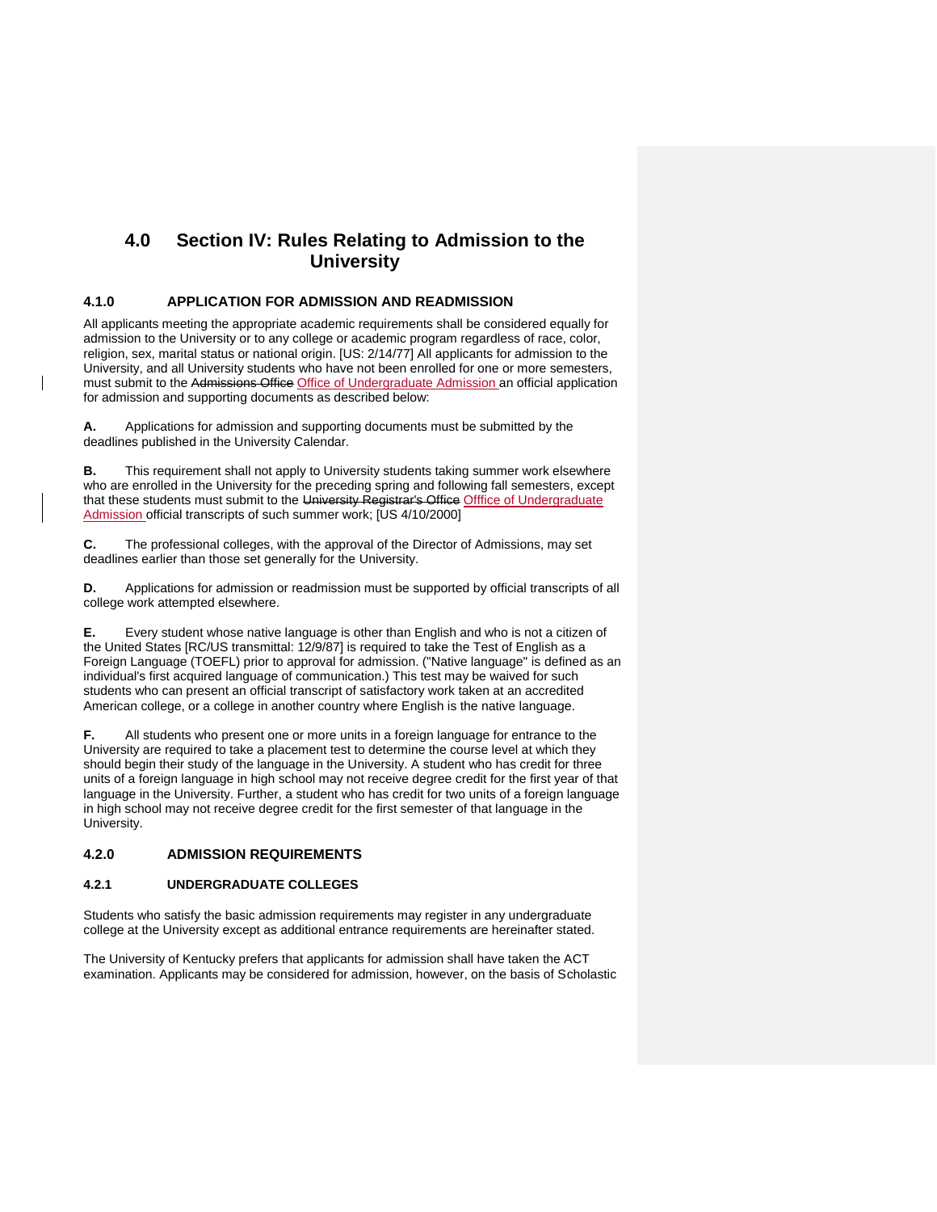# 4.0 Section IV: Rules Relating to Admission to the University

## 4.1.0 APPLICATION FOR ADMISSION AND READMISSION

All applicants meeting the appropriate academic requirements shall be considered equally for admission to the University or to any college or academic program regardless of race, color, religion, sex, marital status or national origin. [US: 2/14/77] All applicants for admission to the University, and all University students who have not been enrolled for one or more semesters, must submit to the ~~Admissions Office~~ Office of Undergraduate Admission an official application for admission and supporting documents as described below:

**A.** Applications for admission and supporting documents must be submitted by the deadlines published in the University Calendar.

**B.** This requirement shall not apply to University students taking summer work elsewhere who are enrolled in the University for the preceding spring and following fall semesters, except that these students must submit to the ~~University Registrar's Office~~ Offfice of Undergraduate Admission official transcripts of such summer work; [US 4/10/2000]

**C.** The professional colleges, with the approval of the Director of Admissions, may set deadlines earlier than those set generally for the University.

**D.** Applications for admission or readmission must be supported by official transcripts of all college work attempted elsewhere.

**E.** Every student whose native language is other than English and who is not a citizen of the United States [RC/US transmittal: 12/9/87] is required to take the Test of English as a Foreign Language (TOEFL) prior to approval for admission. ("Native language" is defined as an individual's first acquired language of communication.) This test may be waived for such students who can present an official transcript of satisfactory work taken at an accredited American college, or a college in another country where English is the native language.

**F.** All students who present one or more units in a foreign language for entrance to the University are required to take a placement test to determine the course level at which they should begin their study of the language in the University. A student who has credit for three units of a foreign language in high school may not receive degree credit for the first year of that language in the University. Further, a student who has credit for two units of a foreign language in high school may not receive degree credit for the first semester of that language in the University.

## 4.2.0 ADMISSION REQUIREMENTS

### 4.2.1 UNDERGRADUATE COLLEGES

Students who satisfy the basic admission requirements may register in any undergraduate college at the University except as additional entrance requirements are hereinafter stated.

The University of Kentucky prefers that applicants for admission shall have taken the ACT examination. Applicants may be considered for admission, however, on the basis of Scholastic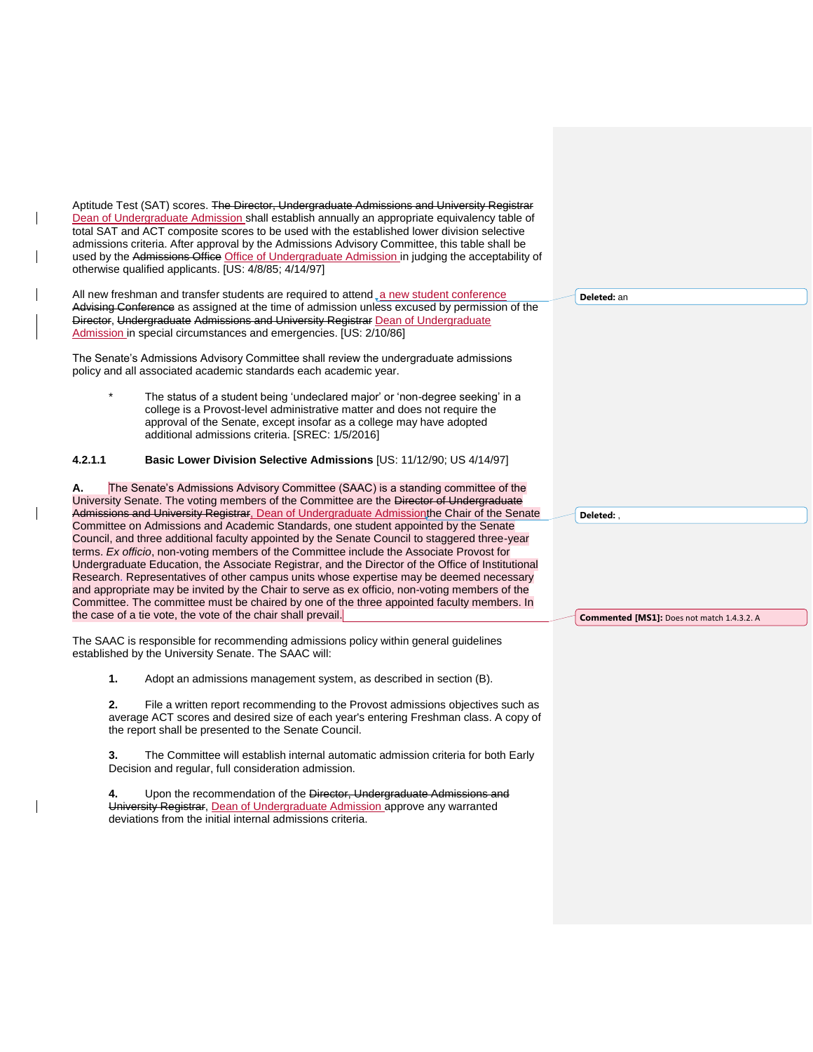Aptitude Test (SAT) scores. ~~The Director, Undergraduate Admissions and University Registrar~~ Dean of Undergraduate Admission shall establish annually an appropriate equivalency table of total SAT and ACT composite scores to be used with the established lower division selective admissions criteria. After approval by the Admissions Advisory Committee, this table shall be used by the ~~Admissions Office~~ Office of Undergraduate Admission in judging the acceptability of otherwise qualified applicants. [US: 4/8/85; 4/14/97]

All new freshman and transfer students are required to attend a new student conference ~~Advising Conference~~ as assigned at the time of admission unless excused by permission of the ~~Director~~, ~~Undergraduate Admissions and University Registrar~~ Dean of Undergraduate Admission in special circumstances and emergencies. [US: 2/10/86]

The Senate's Admissions Advisory Committee shall review the undergraduate admissions policy and all associated academic standards each academic year.

\* The status of a student being 'undeclared major' or 'non-degree seeking' in a college is a Provost-level administrative matter and does not require the approval of the Senate, except insofar as a college may have adopted additional admissions criteria. [SREC: 1/5/2016]

#### 4.2.1.1 Basic Lower Division Selective Admissions [US: 11/12/90; US 4/14/97]

**A.** The Senate's Admissions Advisory Committee (SAAC) is a standing committee of the University Senate. The voting members of the Committee are the ~~Director of Undergraduate Admissions and University Registrar~~, Dean of Undergraduate Admission the Chair of the Senate Committee on Admissions and Academic Standards, one student appointed by the Senate Council, and three additional faculty appointed by the Senate Council to staggered three-year terms. *Ex officio*, non-voting members of the Committee include the Associate Provost for Undergraduate Education, the Associate Registrar, and the Director of the Office of Institutional Research. Representatives of other campus units whose expertise may be deemed necessary and appropriate may be invited by the Chair to serve as ex officio, non-voting members of the Committee. The committee must be chaired by one of the three appointed faculty members. In the case of a tie vote, the vote of the chair shall prevail.

The SAAC is responsible for recommending admissions policy within general guidelines established by the University Senate. The SAAC will:

**1.** Adopt an admissions management system, as described in section (B).

**2.** File a written report recommending to the Provost admissions objectives such as average ACT scores and desired size of each year's entering Freshman class. A copy of the report shall be presented to the Senate Council.

**3.** The Committee will establish internal automatic admission criteria for both Early Decision and regular, full consideration admission.

**4.** Upon the recommendation of the ~~Director, Undergraduate Admissions and University Registrar~~, Dean of Undergraduate Admission approve any warranted deviations from the initial internal admissions criteria.

Deleted: an

Deleted: ,

Commented [MS1]: Does not match 1.4.3.2. A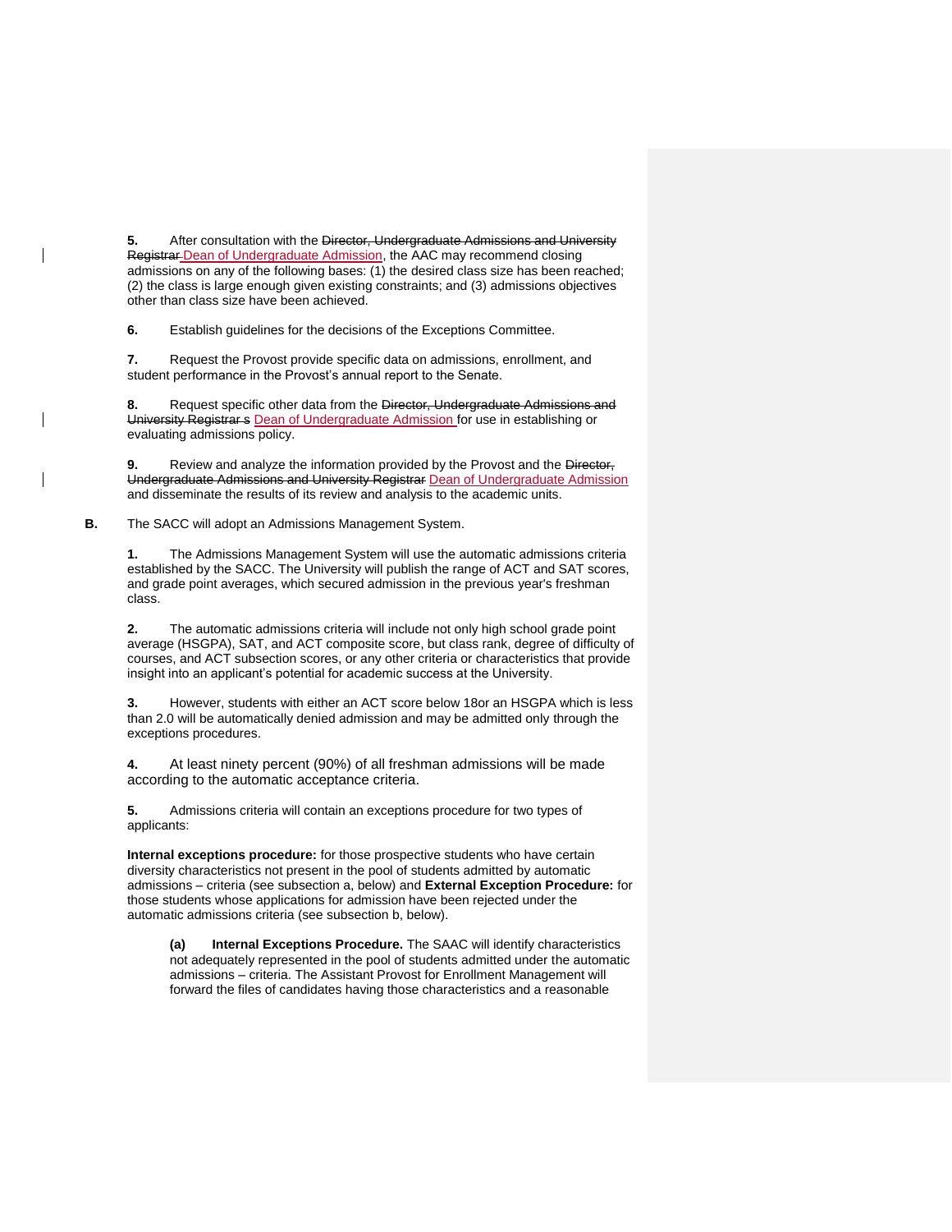**5.** After consultation with the ~~Director, Undergraduate Admissions and University Registrar~~ Dean of Undergraduate Admission, the AAC may recommend closing admissions on any of the following bases: (1) the desired class size has been reached; (2) the class is large enough given existing constraints; and (3) admissions objectives other than class size have been achieved.

**6.** Establish guidelines for the decisions of the Exceptions Committee.

**7.** Request the Provost provide specific data on admissions, enrollment, and student performance in the Provost's annual report to the Senate.

**8.** Request specific other data from the ~~Director, Undergraduate Admissions and University Registrar s~~ Dean of Undergraduate Admission for use in establishing or evaluating admissions policy.

**9.** Review and analyze the information provided by the Provost and the ~~Director, Undergraduate Admissions and University Registrar~~ Dean of Undergraduate Admission and disseminate the results of its review and analysis to the academic units.

**B.** The SACC will adopt an Admissions Management System.

**1.** The Admissions Management System will use the automatic admissions criteria established by the SACC. The University will publish the range of ACT and SAT scores, and grade point averages, which secured admission in the previous year's freshman class.

**2.** The automatic admissions criteria will include not only high school grade point average (HSGPA), SAT, and ACT composite score, but class rank, degree of difficulty of courses, and ACT subsection scores, or any other criteria or characteristics that provide insight into an applicant's potential for academic success at the University.

**3.** However, students with either an ACT score below 18or an HSGPA which is less than 2.0 will be automatically denied admission and may be admitted only through the exceptions procedures.

**4.** At least ninety percent (90%) of all freshman admissions will be made according to the automatic acceptance criteria.

**5.** Admissions criteria will contain an exceptions procedure for two types of applicants:

**Internal exceptions procedure:** for those prospective students who have certain diversity characteristics not present in the pool of students admitted by automatic admissions – criteria (see subsection a, below) and **External Exception Procedure:** for those students whose applications for admission have been rejected under the automatic admissions criteria (see subsection b, below).

**(a) Internal Exceptions Procedure.** The SAAC will identify characteristics not adequately represented in the pool of students admitted under the automatic admissions – criteria. The Assistant Provost for Enrollment Management will forward the files of candidates having those characteristics and a reasonable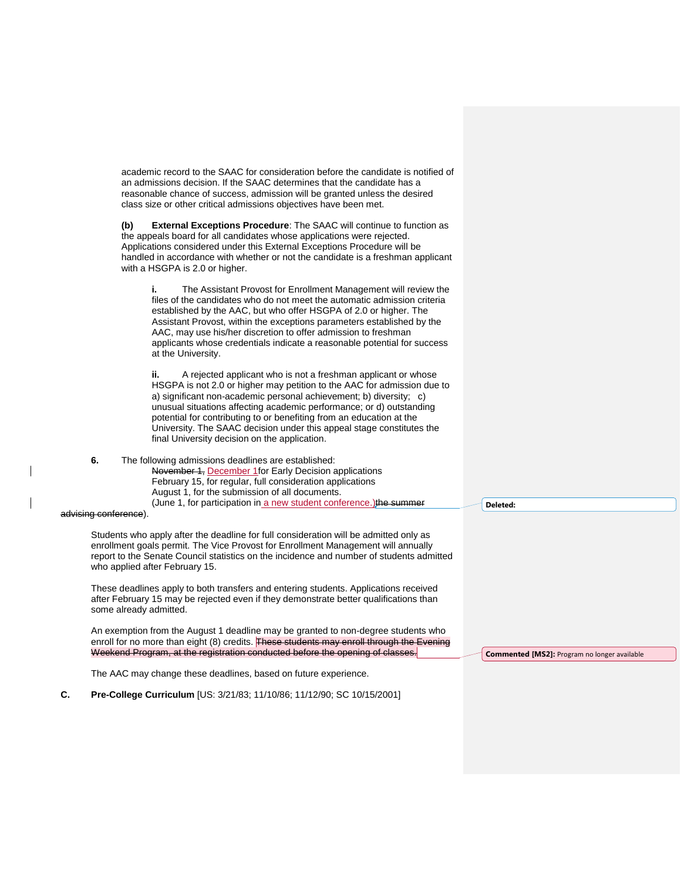academic record to the SAAC for consideration before the candidate is notified of an admissions decision. If the SAAC determines that the candidate has a reasonable chance of success, admission will be granted unless the desired class size or other critical admissions objectives have been met.

**(b) External Exceptions Procedure**: The SAAC will continue to function as the appeals board for all candidates whose applications were rejected. Applications considered under this External Exceptions Procedure will be handled in accordance with whether or not the candidate is a freshman applicant with a HSGPA is 2.0 or higher.

**i.** The Assistant Provost for Enrollment Management will review the files of the candidates who do not meet the automatic admission criteria established by the AAC, but who offer HSGPA of 2.0 or higher. The Assistant Provost, within the exceptions parameters established by the AAC, may use his/her discretion to offer admission to freshman applicants whose credentials indicate a reasonable potential for success at the University.

**ii.** A rejected applicant who is not a freshman applicant or whose HSGPA is not 2.0 or higher may petition to the AAC for admission due to a) significant non-academic personal achievement; b) diversity; c) unusual situations affecting academic performance; or d) outstanding potential for contributing to or benefiting from an education at the University. The SAAC decision under this appeal stage constitutes the final University decision on the application.

**6.** The following admissions deadlines are established:
~~November 1,~~ December 1 for Early Decision applications
February 15, for regular, full consideration applications
August 1, for the submission of all documents.
(June 1, for participation in a new student conference.) ~~the summer advising conference~~).

Students who apply after the deadline for full consideration will be admitted only as enrollment goals permit. The Vice Provost for Enrollment Management will annually report to the Senate Council statistics on the incidence and number of students admitted who applied after February 15.

These deadlines apply to both transfers and entering students. Applications received after February 15 may be rejected even if they demonstrate better qualifications than some already admitted.

An exemption from the August 1 deadline may be granted to non-degree students who enroll for no more than eight (8) credits. ~~These students may enroll through the Evening Weekend Program, at the registration conducted before the opening of classes.~~

The AAC may change these deadlines, based on future experience.

**C. Pre-College Curriculum** [US: 3/21/83; 11/10/86; 11/12/90; SC 10/15/2001]

Deleted:

Commented [MS2]: Program no longer available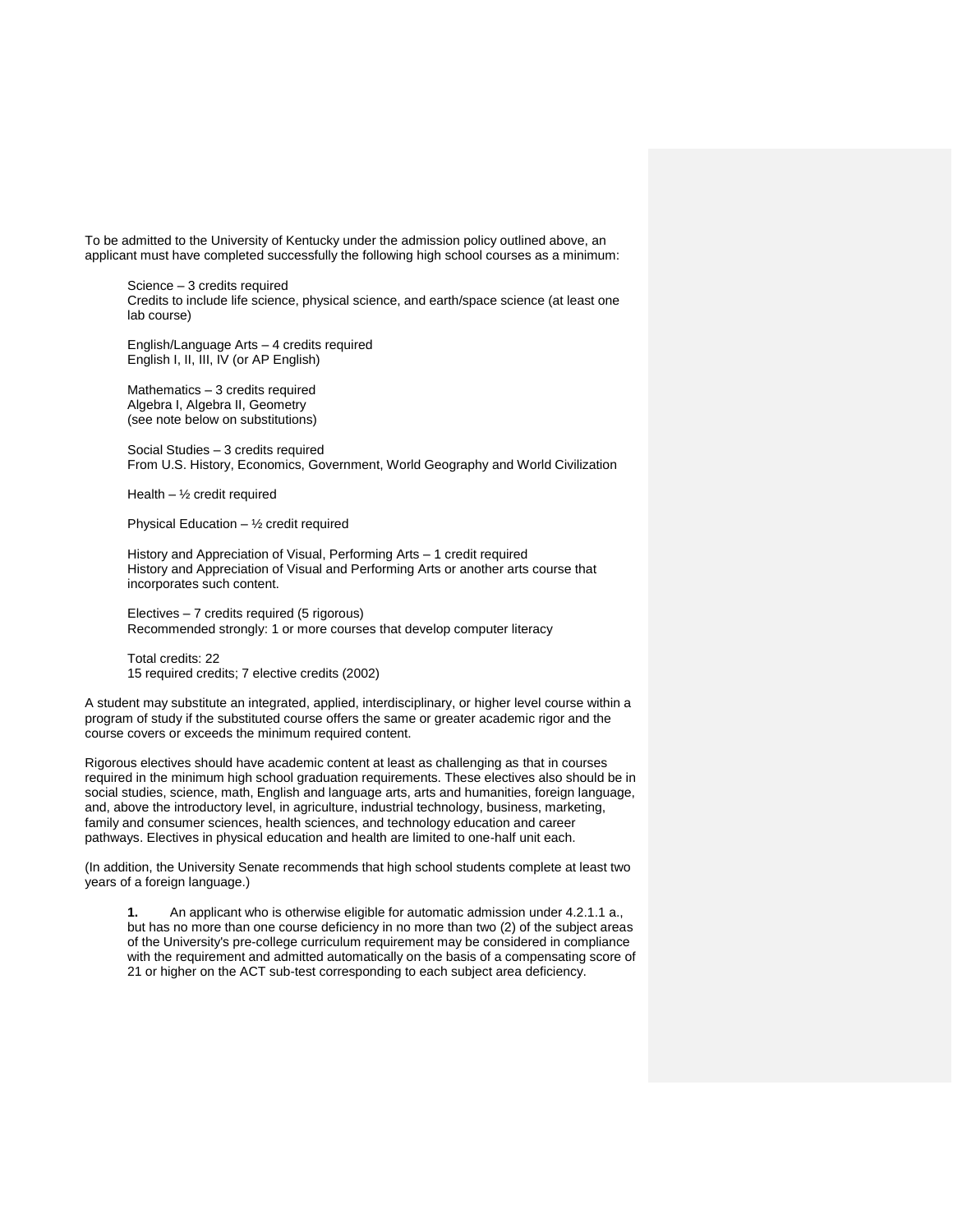To be admitted to the University of Kentucky under the admission policy outlined above, an applicant must have completed successfully the following high school courses as a minimum:

Science – 3 credits required
Credits to include life science, physical science, and earth/space science (at least one lab course)

English/Language Arts – 4 credits required
English I, II, III, IV (or AP English)

Mathematics – 3 credits required
Algebra I, Algebra II, Geometry
(see note below on substitutions)

Social Studies – 3 credits required
From U.S. History, Economics, Government, World Geography and World Civilization

Health – ½ credit required

Physical Education – ½ credit required

History and Appreciation of Visual, Performing Arts – 1 credit required
History and Appreciation of Visual and Performing Arts or another arts course that incorporates such content.

Electives – 7 credits required (5 rigorous)
Recommended strongly: 1 or more courses that develop computer literacy

Total credits: 22
15 required credits; 7 elective credits (2002)

A student may substitute an integrated, applied, interdisciplinary, or higher level course within a program of study if the substituted course offers the same or greater academic rigor and the course covers or exceeds the minimum required content.

Rigorous electives should have academic content at least as challenging as that in courses required in the minimum high school graduation requirements. These electives also should be in social studies, science, math, English and language arts, arts and humanities, foreign language, and, above the introductory level, in agriculture, industrial technology, business, marketing, family and consumer sciences, health sciences, and technology education and career pathways. Electives in physical education and health are limited to one-half unit each.

(In addition, the University Senate recommends that high school students complete at least two years of a foreign language.)

**1.** An applicant who is otherwise eligible for automatic admission under 4.2.1.1 a., but has no more than one course deficiency in no more than two (2) of the subject areas of the University's pre-college curriculum requirement may be considered in compliance with the requirement and admitted automatically on the basis of a compensating score of 21 or higher on the ACT sub-test corresponding to each subject area deficiency.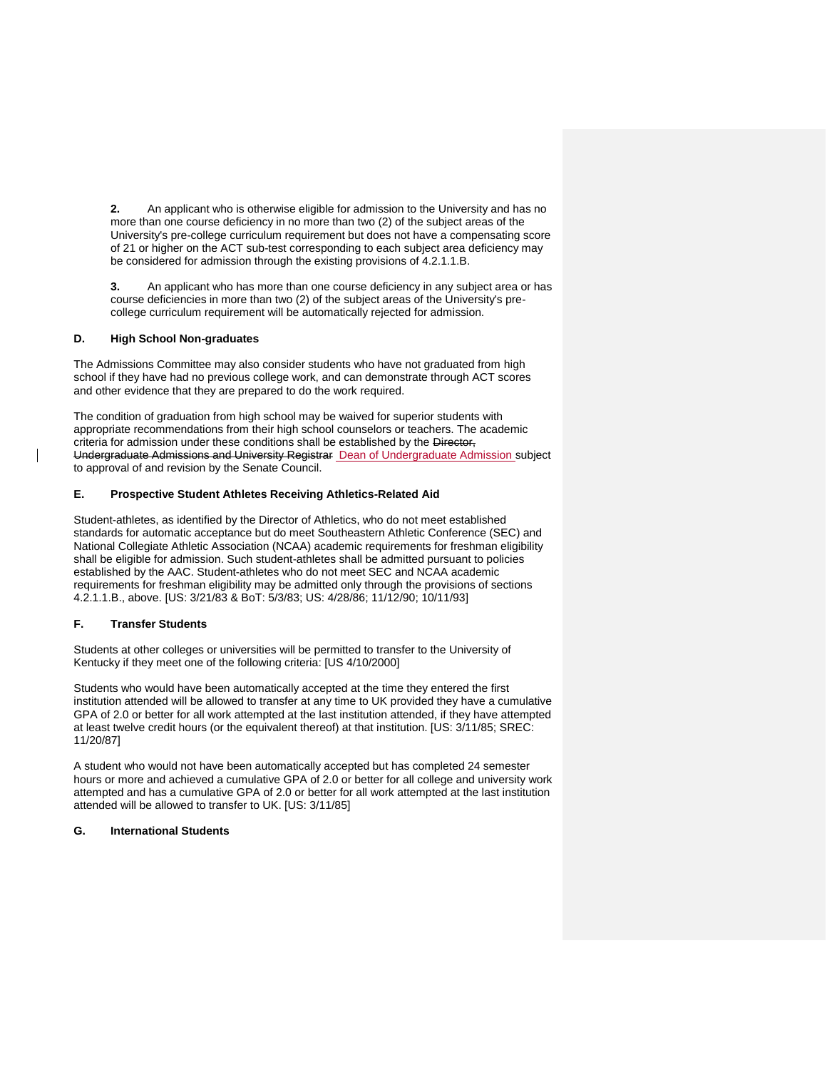**2.** An applicant who is otherwise eligible for admission to the University and has no more than one course deficiency in no more than two (2) of the subject areas of the University's pre-college curriculum requirement but does not have a compensating score of 21 or higher on the ACT sub-test corresponding to each subject area deficiency may be considered for admission through the existing provisions of 4.2.1.1.B.

**3.** An applicant who has more than one course deficiency in any subject area or has course deficiencies in more than two (2) of the subject areas of the University's pre-college curriculum requirement will be automatically rejected for admission.

### D. High School Non-graduates

The Admissions Committee may also consider students who have not graduated from high school if they have had no previous college work, and can demonstrate through ACT scores and other evidence that they are prepared to do the work required.

The condition of graduation from high school may be waived for superior students with appropriate recommendations from their high school counselors or teachers. The academic criteria for admission under these conditions shall be established by the ~~Director, Undergraduate Admissions and University Registrar~~ Dean of Undergraduate Admission subject to approval of and revision by the Senate Council.

### E. Prospective Student Athletes Receiving Athletics-Related Aid

Student-athletes, as identified by the Director of Athletics, who do not meet established standards for automatic acceptance but do meet Southeastern Athletic Conference (SEC) and National Collegiate Athletic Association (NCAA) academic requirements for freshman eligibility shall be eligible for admission. Such student-athletes shall be admitted pursuant to policies established by the AAC. Student-athletes who do not meet SEC and NCAA academic requirements for freshman eligibility may be admitted only through the provisions of sections 4.2.1.1.B., above. [US: 3/21/83 & BoT: 5/3/83; US: 4/28/86; 11/12/90; 10/11/93]

### F. Transfer Students

Students at other colleges or universities will be permitted to transfer to the University of Kentucky if they meet one of the following criteria: [US 4/10/2000]

Students who would have been automatically accepted at the time they entered the first institution attended will be allowed to transfer at any time to UK provided they have a cumulative GPA of 2.0 or better for all work attempted at the last institution attended, if they have attempted at least twelve credit hours (or the equivalent thereof) at that institution. [US: 3/11/85; SREC: 11/20/87]

A student who would not have been automatically accepted but has completed 24 semester hours or more and achieved a cumulative GPA of 2.0 or better for all college and university work attempted and has a cumulative GPA of 2.0 or better for all work attempted at the last institution attended will be allowed to transfer to UK. [US: 3/11/85]

### G. International Students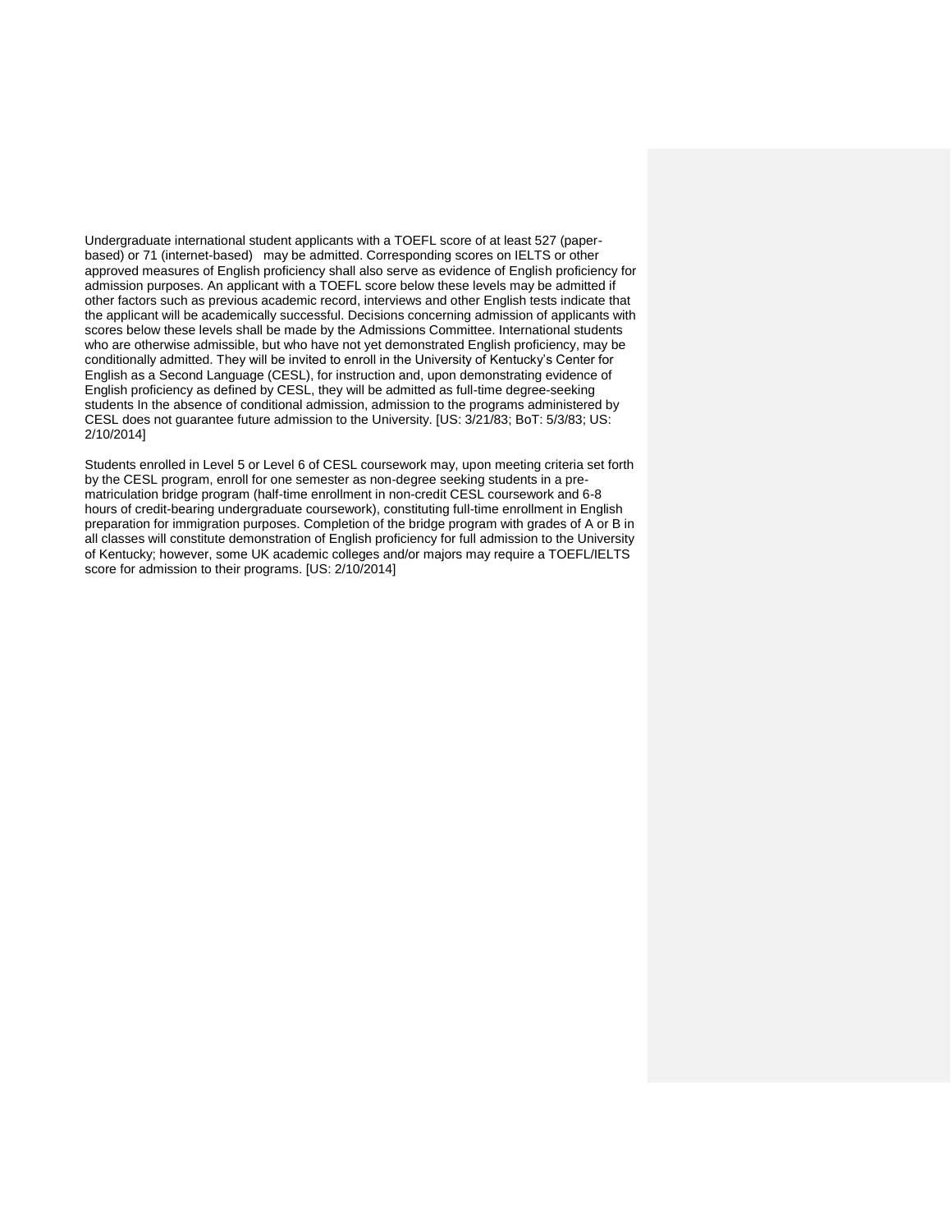Undergraduate international student applicants with a TOEFL score of at least 527 (paper-based) or 71 (internet-based) may be admitted. Corresponding scores on IELTS or other approved measures of English proficiency shall also serve as evidence of English proficiency for admission purposes. An applicant with a TOEFL score below these levels may be admitted if other factors such as previous academic record, interviews and other English tests indicate that the applicant will be academically successful. Decisions concerning admission of applicants with scores below these levels shall be made by the Admissions Committee. International students who are otherwise admissible, but who have not yet demonstrated English proficiency, may be conditionally admitted. They will be invited to enroll in the University of Kentucky's Center for English as a Second Language (CESL), for instruction and, upon demonstrating evidence of English proficiency as defined by CESL, they will be admitted as full-time degree-seeking students In the absence of conditional admission, admission to the programs administered by CESL does not guarantee future admission to the University. [US: 3/21/83; BoT: 5/3/83; US: 2/10/2014]

Students enrolled in Level 5 or Level 6 of CESL coursework may, upon meeting criteria set forth by the CESL program, enroll for one semester as non-degree seeking students in a pre-matriculation bridge program (half-time enrollment in non-credit CESL coursework and 6-8 hours of credit-bearing undergraduate coursework), constituting full-time enrollment in English preparation for immigration purposes. Completion of the bridge program with grades of A or B in all classes will constitute demonstration of English proficiency for full admission to the University of Kentucky; however, some UK academic colleges and/or majors may require a TOEFL/IELTS score for admission to their programs. [US: 2/10/2014]